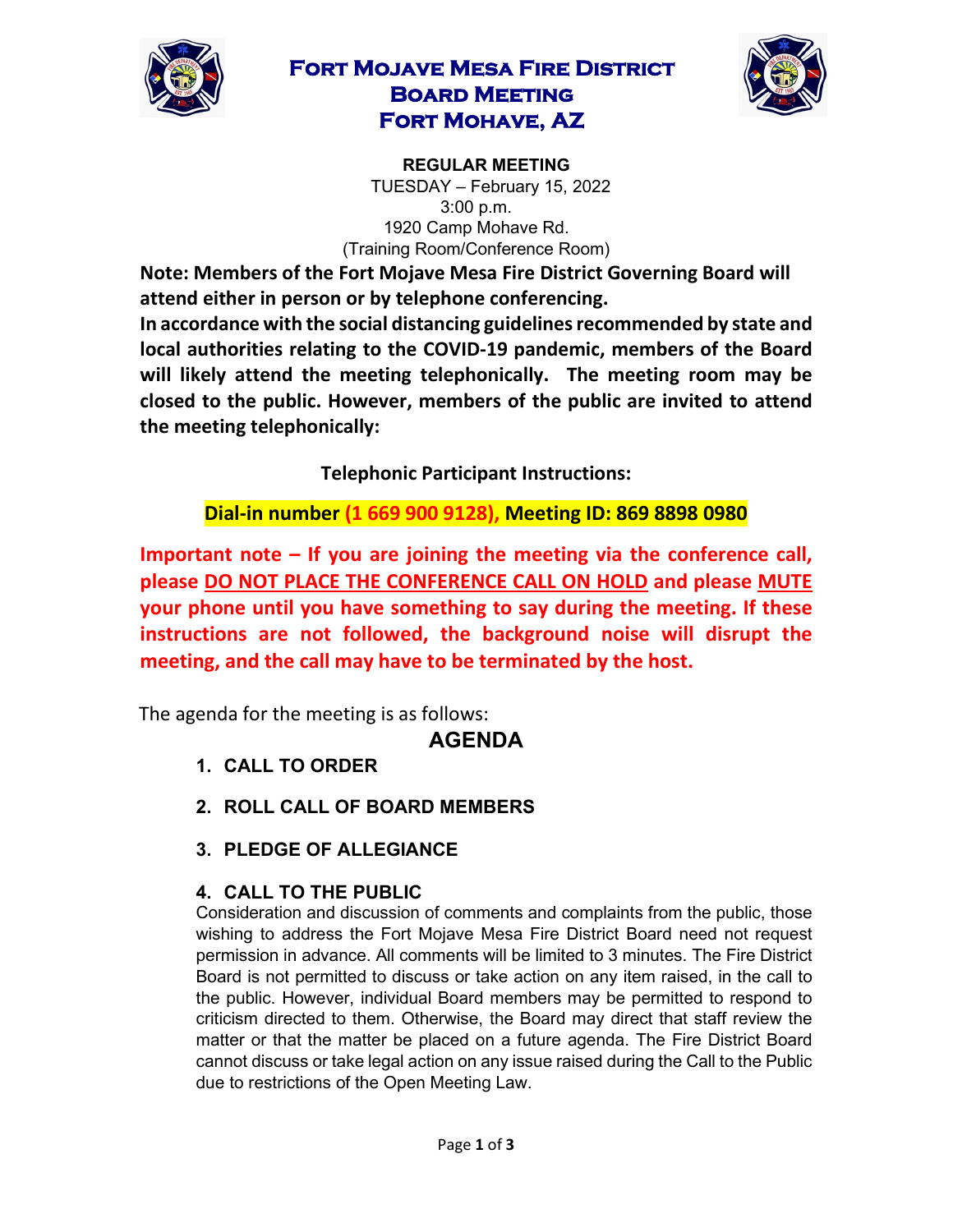# Fort Mojave Mesa Fire District
# Board Meeting
# Fort Mohave, AZ

**REGULAR MEETING**
TUESDAY – February 15, 2022
3:00 p.m.
1920 Camp Mohave Rd.
(Training Room/Conference Room)

**Note: Members of the Fort Mojave Mesa Fire District Governing Board will attend either in person or by telephone conferencing.**

**In accordance with the social distancing guidelines recommended by state and local authorities relating to the COVID-19 pandemic, members of the Board will likely attend the meeting telephonically. The meeting room may be closed to the public. However, members of the public are invited to attend the meeting telephonically:**

**Telephonic Participant Instructions:**

**Dial-in number (1 669 900 9128), Meeting ID: 869 8898 0980**

**Important note – If you are joining the meeting via the conference call, please DO NOT PLACE THE CONFERENCE CALL ON HOLD and please MUTE your phone until you have something to say during the meeting. If these instructions are not followed, the background noise will disrupt the meeting, and the call may have to be terminated by the host.**

The agenda for the meeting is as follows:

## AGENDA

1. **CALL TO ORDER**

2. **ROLL CALL OF BOARD MEMBERS**

3. **PLEDGE OF ALLEGIANCE**

4. **CALL TO THE PUBLIC**
   Consideration and discussion of comments and complaints from the public, those wishing to address the Fort Mojave Mesa Fire District Board need not request permission in advance. All comments will be limited to 3 minutes. The Fire District Board is not permitted to discuss or take action on any item raised, in the call to the public. However, individual Board members may be permitted to respond to criticism directed to them. Otherwise, the Board may direct that staff review the matter or that the matter be placed on a future agenda. The Fire District Board cannot discuss or take legal action on any issue raised during the Call to the Public due to restrictions of the Open Meeting Law.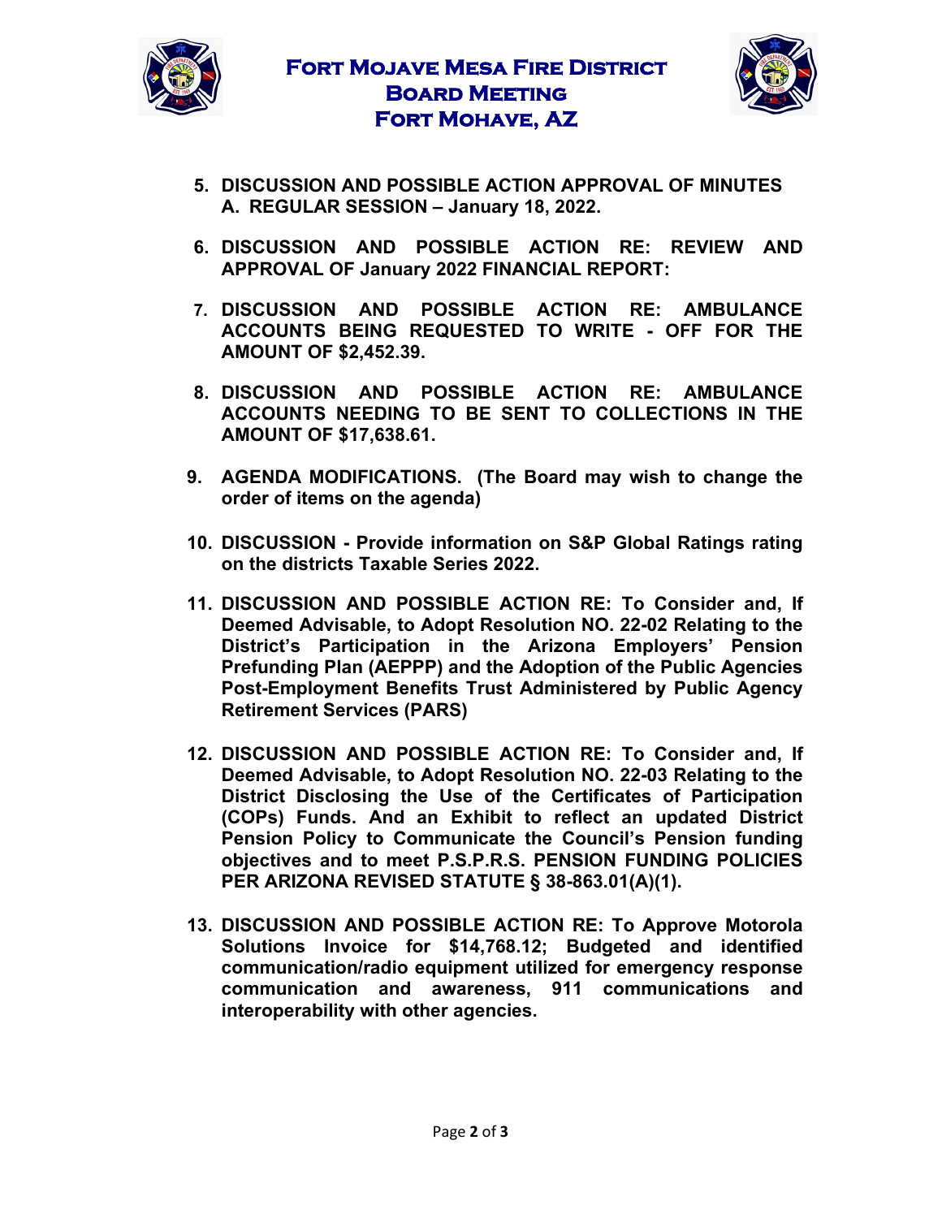# Fort Mojave Mesa Fire District Board Meeting Fort Mohave, AZ

5. **DISCUSSION AND POSSIBLE ACTION APPROVAL OF MINUTES**
   **A. REGULAR SESSION – January 18, 2022.**

6. **DISCUSSION AND POSSIBLE ACTION RE: REVIEW AND APPROVAL OF January 2022 FINANCIAL REPORT:**

7. **DISCUSSION AND POSSIBLE ACTION RE: AMBULANCE ACCOUNTS BEING REQUESTED TO WRITE - OFF FOR THE AMOUNT OF $2,452.39.**

8. **DISCUSSION AND POSSIBLE ACTION RE: AMBULANCE ACCOUNTS NEEDING TO BE SENT TO COLLECTIONS IN THE AMOUNT OF $17,638.61.**

9. **AGENDA MODIFICATIONS. (The Board may wish to change the order of items on the agenda)**

10. **DISCUSSION - Provide information on S&P Global Ratings rating on the districts Taxable Series 2022.**

11. **DISCUSSION AND POSSIBLE ACTION RE: To Consider and, If Deemed Advisable, to Adopt Resolution NO. 22-02 Relating to the District's Participation in the Arizona Employers' Pension Prefunding Plan (AEPPP) and the Adoption of the Public Agencies Post-Employment Benefits Trust Administered by Public Agency Retirement Services (PARS)**

12. **DISCUSSION AND POSSIBLE ACTION RE: To Consider and, If Deemed Advisable, to Adopt Resolution NO. 22-03 Relating to the District Disclosing the Use of the Certificates of Participation (COPs) Funds. And an Exhibit to reflect an updated District Pension Policy to Communicate the Council's Pension funding objectives and to meet P.S.P.R.S. PENSION FUNDING POLICIES PER ARIZONA REVISED STATUTE § 38-863.01(A)(1).**

13. **DISCUSSION AND POSSIBLE ACTION RE: To Approve Motorola Solutions Invoice for $14,768.12; Budgeted and identified communication/radio equipment utilized for emergency response communication and awareness, 911 communications and interoperability with other agencies.**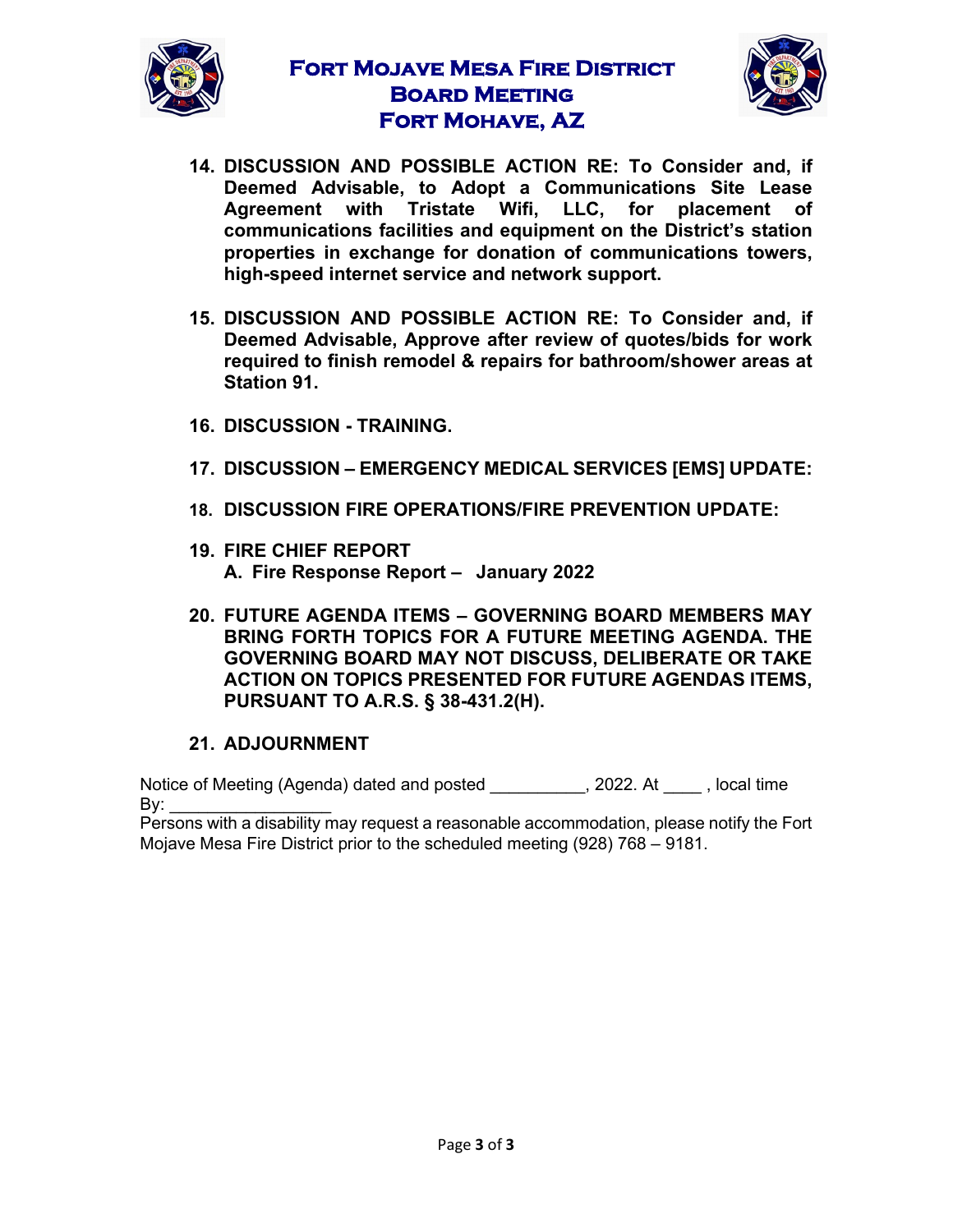**14. DISCUSSION AND POSSIBLE ACTION RE: To Consider and, if Deemed Advisable, to Adopt a Communications Site Lease Agreement with Tristate Wifi, LLC, for placement of communications facilities and equipment on the District's station properties in exchange for donation of communications towers, high-speed internet service and network support.**

**15. DISCUSSION AND POSSIBLE ACTION RE: To Consider and, if Deemed Advisable, Approve after review of quotes/bids for work required to finish remodel & repairs for bathroom/shower areas at Station 91.**

**16. DISCUSSION - TRAINING.**

**17. DISCUSSION – EMERGENCY MEDICAL SERVICES [EMS] UPDATE:**

**18. DISCUSSION FIRE OPERATIONS/FIRE PREVENTION UPDATE:**

**19. FIRE CHIEF REPORT**
**A. Fire Response Report – January 2022**

**20. FUTURE AGENDA ITEMS – GOVERNING BOARD MEMBERS MAY BRING FORTH TOPICS FOR A FUTURE MEETING AGENDA. THE GOVERNING BOARD MAY NOT DISCUSS, DELIBERATE OR TAKE ACTION ON TOPICS PRESENTED FOR FUTURE AGENDAS ITEMS, PURSUANT TO A.R.S. § 38-431.2(H).**

**21. ADJOURNMENT**

Notice of Meeting (Agenda) dated and posted __________, 2022. At ____ , local time
By: _________________

Persons with a disability may request a reasonable accommodation, please notify the Fort Mojave Mesa Fire District prior to the scheduled meeting (928) 768 – 9181.